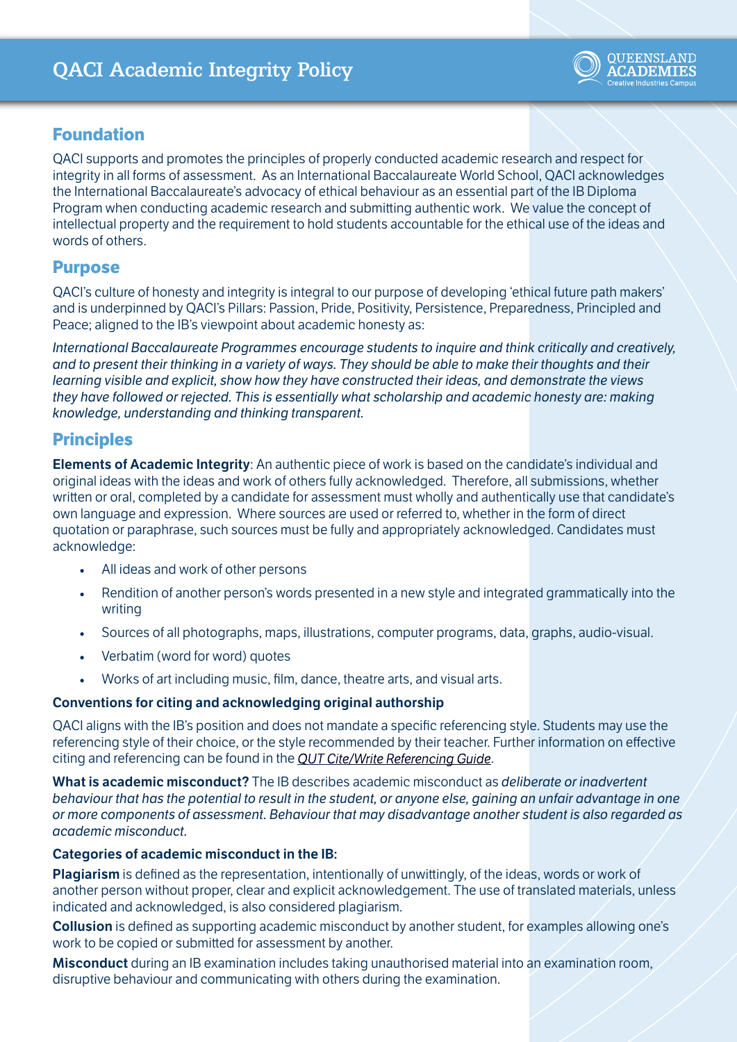# QACI Academic Integrity Policy

## Foundation

QACI supports and promotes the principles of properly conducted academic research and respect for integrity in all forms of assessment. As an International Baccalaureate World School, QACI acknowledges the International Baccalaureate's advocacy of ethical behaviour as an essential part of the IB Diploma Program when conducting academic research and submitting authentic work. We value the concept of intellectual property and the requirement to hold students accountable for the ethical use of the ideas and words of others.

## Purpose

QACI's culture of honesty and integrity is integral to our purpose of developing 'ethical future path makers' and is underpinned by QACI's Pillars: Passion, Pride, Positivity, Persistence, Preparedness, Principled and Peace; aligned to the IB's viewpoint about academic honesty as:

*International Baccalaureate Programmes encourage students to inquire and think critically and creatively, and to present their thinking in a variety of ways. They should be able to make their thoughts and their learning visible and explicit, show how they have constructed their ideas, and demonstrate the views they have followed or rejected. This is essentially what scholarship and academic honesty are: making knowledge, understanding and thinking transparent.*

## Principles

**Elements of Academic Integrity**: An authentic piece of work is based on the candidate's individual and original ideas with the ideas and work of others fully acknowledged. Therefore, all submissions, whether written or oral, completed by a candidate for assessment must wholly and authentically use that candidate's own language and expression. Where sources are used or referred to, whether in the form of direct quotation or paraphrase, such sources must be fully and appropriately acknowledged. Candidates must acknowledge:

- All ideas and work of other persons
- Rendition of another person's words presented in a new style and integrated grammatically into the writing
- Sources of all photographs, maps, illustrations, computer programs, data, graphs, audio-visual.
- Verbatim (word for word) quotes
- Works of art including music, film, dance, theatre arts, and visual arts.

**Conventions for citing and acknowledging original authorship**

QACI aligns with the IB's position and does not mandate a specific referencing style. Students may use the referencing style of their choice, or the style recommended by their teacher. Further information on effective citing and referencing can be found in the *QUT Cite/Write Referencing Guide*.

**What is academic misconduct?** The IB describes academic misconduct as *deliberate or inadvertent behaviour that has the potential to result in the student, or anyone else, gaining an unfair advantage in one or more components of assessment. Behaviour that may disadvantage another student is also regarded as academic misconduct.*

**Categories of academic misconduct in the IB:**

**Plagiarism** is defined as the representation, intentionally of unwittingly, of the ideas, words or work of another person without proper, clear and explicit acknowledgement. The use of translated materials, unless indicated and acknowledged, is also considered plagiarism.

**Collusion** is defined as supporting academic misconduct by another student, for examples allowing one's work to be copied or submitted for assessment by another.

**Misconduct** during an IB examination includes taking unauthorised material into an examination room, disruptive behaviour and communicating with others during the examination.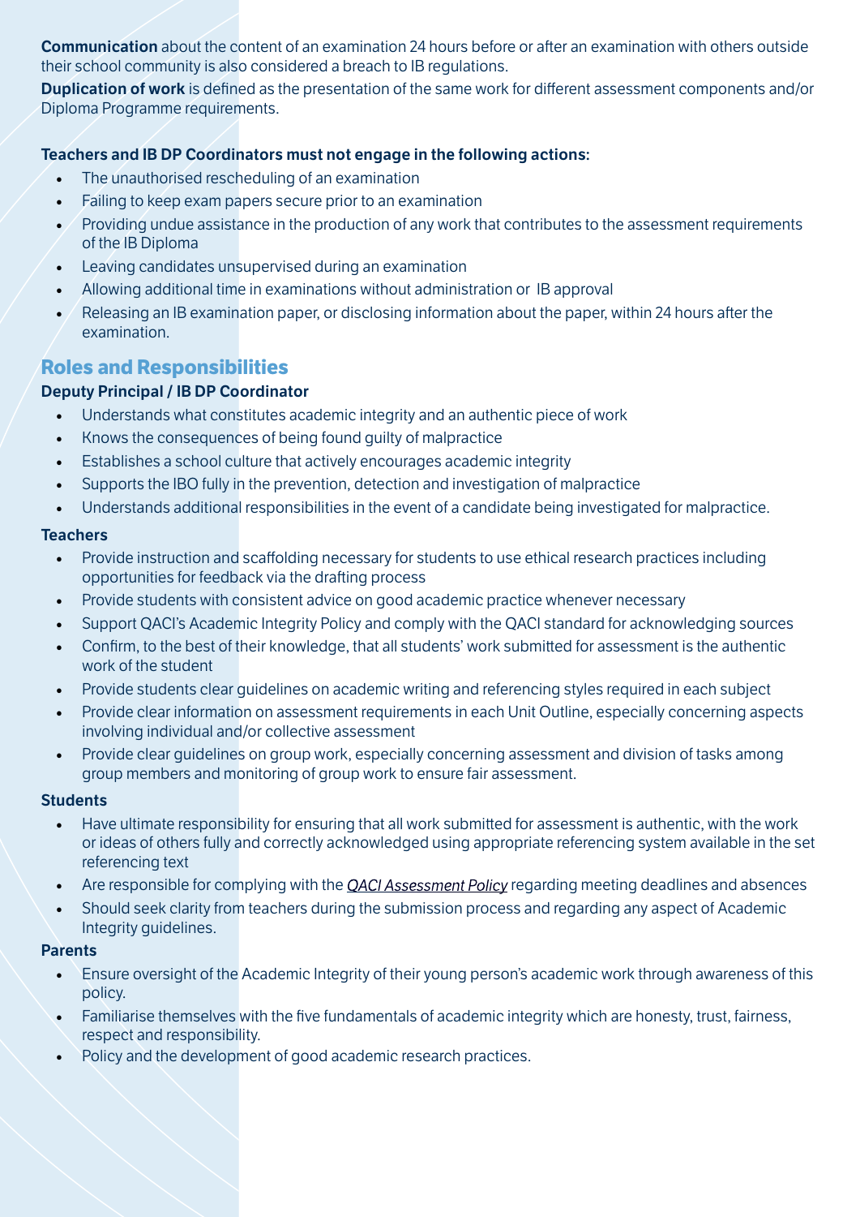**Communication** about the content of an examination 24 hours before or after an examination with others outside their school community is also considered a breach to IB regulations.

**Duplication of work** is defined as the presentation of the same work for different assessment components and/or Diploma Programme requirements.

**Teachers and IB DP Coordinators must not engage in the following actions:**

- The unauthorised rescheduling of an examination
- Failing to keep exam papers secure prior to an examination
- Providing undue assistance in the production of any work that contributes to the assessment requirements of the IB Diploma
- Leaving candidates unsupervised during an examination
- Allowing additional time in examinations without administration or IB approval
- Releasing an IB examination paper, or disclosing information about the paper, within 24 hours after the examination.

## Roles and Responsibilities

**Deputy Principal / IB DP Coordinator**

- Understands what constitutes academic integrity and an authentic piece of work
- Knows the consequences of being found guilty of malpractice
- Establishes a school culture that actively encourages academic integrity
- Supports the IBO fully in the prevention, detection and investigation of malpractice
- Understands additional responsibilities in the event of a candidate being investigated for malpractice.

**Teachers**

- Provide instruction and scaffolding necessary for students to use ethical research practices including opportunities for feedback via the drafting process
- Provide students with consistent advice on good academic practice whenever necessary
- Support QACI's Academic Integrity Policy and comply with the QACI standard for acknowledging sources
- Confirm, to the best of their knowledge, that all students' work submitted for assessment is the authentic work of the student
- Provide students clear guidelines on academic writing and referencing styles required in each subject
- Provide clear information on assessment requirements in each Unit Outline, especially concerning aspects involving individual and/or collective assessment
- Provide clear guidelines on group work, especially concerning assessment and division of tasks among group members and monitoring of group work to ensure fair assessment.

**Students**

- Have ultimate responsibility for ensuring that all work submitted for assessment is authentic, with the work or ideas of others fully and correctly acknowledged using appropriate referencing system available in the set referencing text
- Are responsible for complying with the *QACI Assessment Policy* regarding meeting deadlines and absences
- Should seek clarity from teachers during the submission process and regarding any aspect of Academic Integrity guidelines.

**Parents**

- Ensure oversight of the Academic Integrity of their young person's academic work through awareness of this policy.
- Familiarise themselves with the five fundamentals of academic integrity which are honesty, trust, fairness, respect and responsibility.
- Policy and the development of good academic research practices.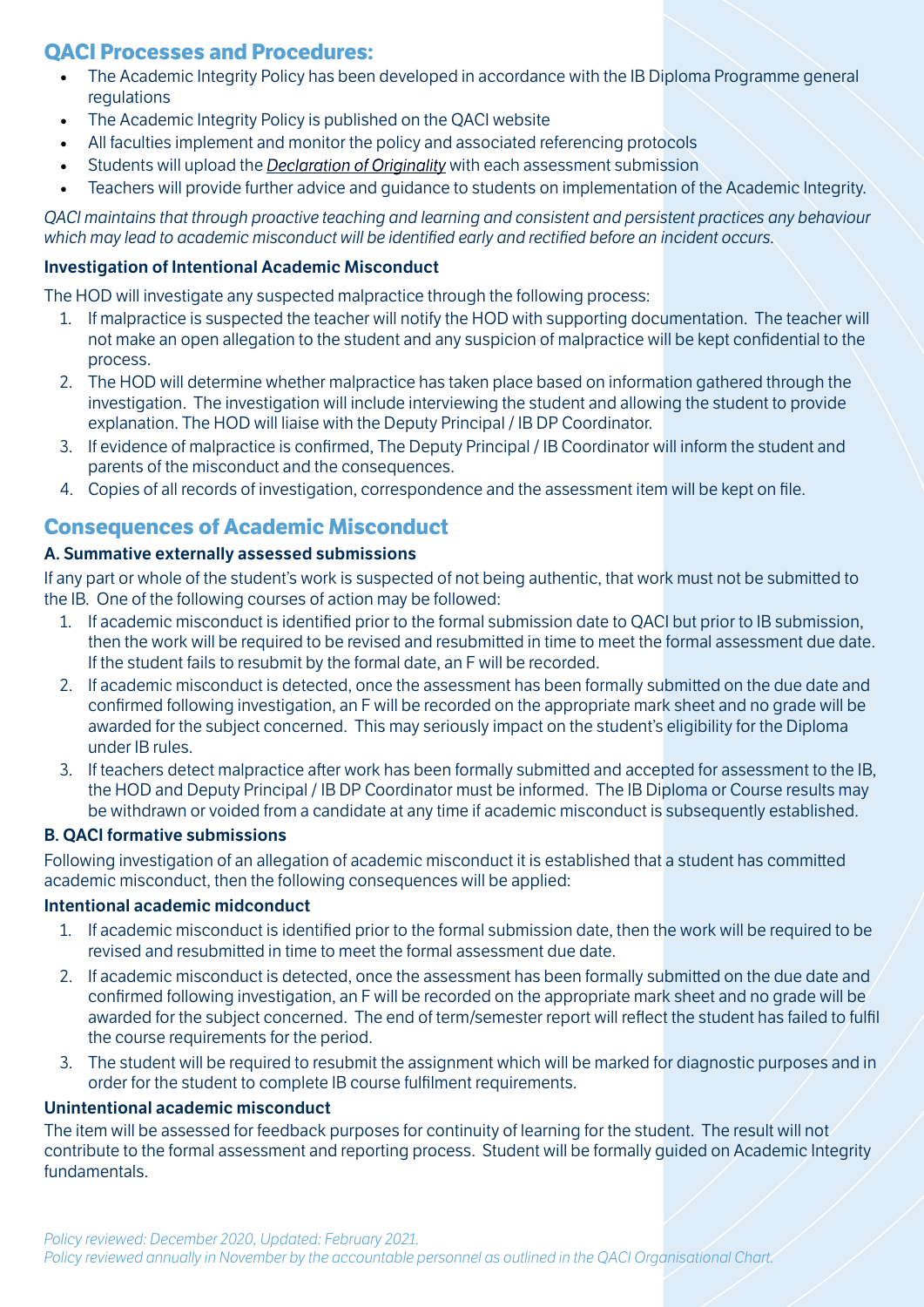## QACI Processes and Procedures:

- The Academic Integrity Policy has been developed in accordance with the IB Diploma Programme general regulations
- The Academic Integrity Policy is published on the QACI website
- All faculties implement and monitor the policy and associated referencing protocols
- Students will upload the *Declaration of Originality* with each assessment submission
- Teachers will provide further advice and guidance to students on implementation of the Academic Integrity.

*QACI maintains that through proactive teaching and learning and consistent and persistent practices any behaviour which may lead to academic misconduct will be identified early and rectified before an incident occurs.*

**Investigation of Intentional Academic Misconduct**

The HOD will investigate any suspected malpractice through the following process:

1. If malpractice is suspected the teacher will notify the HOD with supporting documentation. The teacher will not make an open allegation to the student and any suspicion of malpractice will be kept confidential to the process.
2. The HOD will determine whether malpractice has taken place based on information gathered through the investigation. The investigation will include interviewing the student and allowing the student to provide explanation. The HOD will liaise with the Deputy Principal / IB DP Coordinator.
3. If evidence of malpractice is confirmed, The Deputy Principal / IB Coordinator will inform the student and parents of the misconduct and the consequences.
4. Copies of all records of investigation, correspondence and the assessment item will be kept on file.

## Consequences of Academic Misconduct

**A. Summative externally assessed submissions**

If any part or whole of the student's work is suspected of not being authentic, that work must not be submitted to the IB. One of the following courses of action may be followed:

1. If academic misconduct is identified prior to the formal submission date to QACI but prior to IB submission, then the work will be required to be revised and resubmitted in time to meet the formal assessment due date. If the student fails to resubmit by the formal date, an F will be recorded.
2. If academic misconduct is detected, once the assessment has been formally submitted on the due date and confirmed following investigation, an F will be recorded on the appropriate mark sheet and no grade will be awarded for the subject concerned. This may seriously impact on the student's eligibility for the Diploma under IB rules.
3. If teachers detect malpractice after work has been formally submitted and accepted for assessment to the IB, the HOD and Deputy Principal / IB DP Coordinator must be informed. The IB Diploma or Course results may be withdrawn or voided from a candidate at any time if academic misconduct is subsequently established.

**B. QACI formative submissions**

Following investigation of an allegation of academic misconduct it is established that a student has committed academic misconduct, then the following consequences will be applied:

**Intentional academic midconduct**

1. If academic misconduct is identified prior to the formal submission date, then the work will be required to be revised and resubmitted in time to meet the formal assessment due date.
2. If academic misconduct is detected, once the assessment has been formally submitted on the due date and confirmed following investigation, an F will be recorded on the appropriate mark sheet and no grade will be awarded for the subject concerned. The end of term/semester report will reflect the student has failed to fulfil the course requirements for the period.
3. The student will be required to resubmit the assignment which will be marked for diagnostic purposes and in order for the student to complete IB course fulfilment requirements.

**Unintentional academic misconduct**

The item will be assessed for feedback purposes for continuity of learning for the student. The result will not contribute to the formal assessment and reporting process. Student will be formally guided on Academic Integrity fundamentals.

*Policy reviewed: December 2020, Updated: February 2021.*
*Policy reviewed annually in November by the accountable personnel as outlined in the QACI Organisational Chart.*